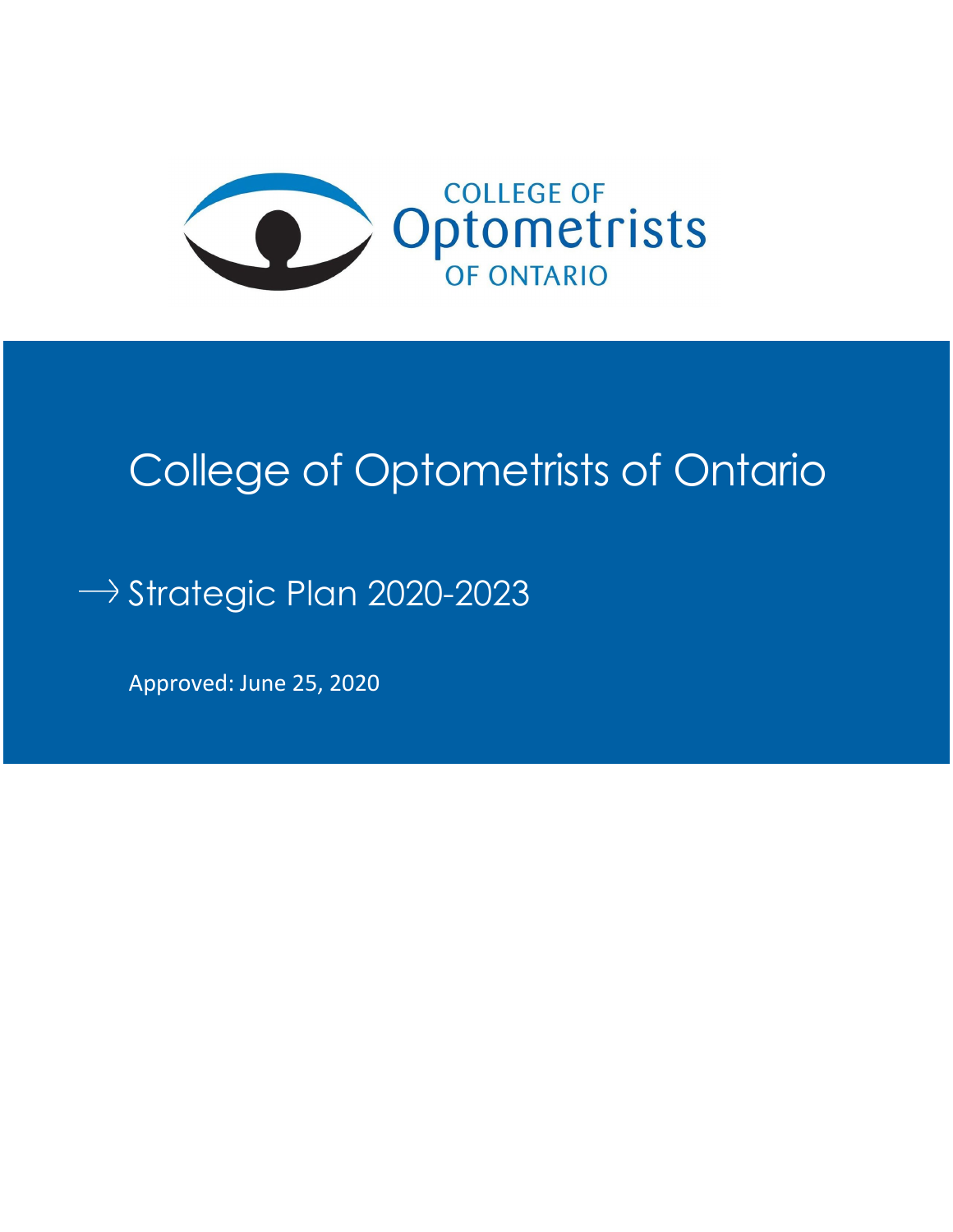COLLEGE OF
Optometrists
OF ONTARIO

# College of Optometrists of Ontario

## → Strategic Plan 2020-2023

Approved: June 25, 2020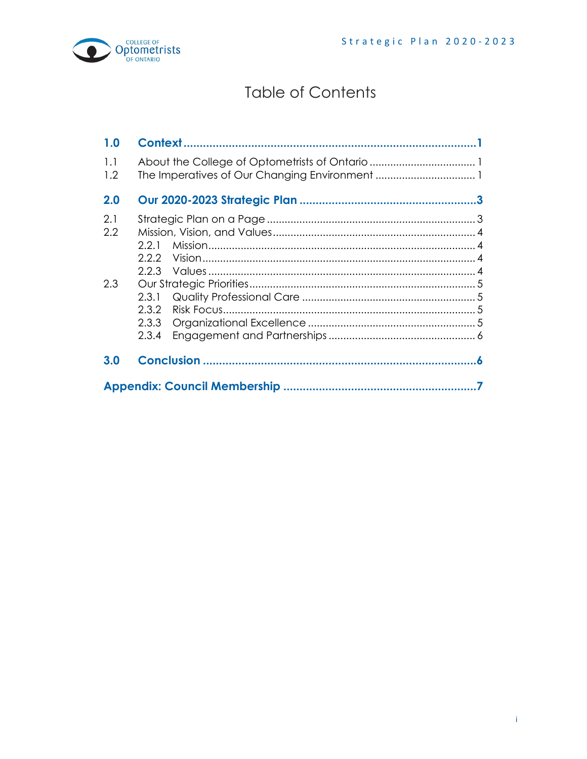# Table of Contents

| | | |
|---|---|---|
| **1.0** | **Context** | **1** |
| 1.1 | About the College of Optometrists of Ontario | 1 |
| 1.2 | The Imperatives of Our Changing Environment | 1 |
| **2.0** | **Our 2020-2023 Strategic Plan** | **3** |
| 2.1 | Strategic Plan on a Page | 3 |
| 2.2 | Mission, Vision, and Values | 4 |
| | 2.2.1 Mission | 4 |
| | 2.2.2 Vision | 4 |
| | 2.2.3 Values | 4 |
| 2.3 | Our Strategic Priorities | 5 |
| | 2.3.1 Quality Professional Care | 5 |
| | 2.3.2 Risk Focus | 5 |
| | 2.3.3 Organizational Excellence | 5 |
| | 2.3.4 Engagement and Partnerships | 6 |
| **3.0** | **Conclusion** | **6** |
| | **Appendix: Council Membership** | **7** |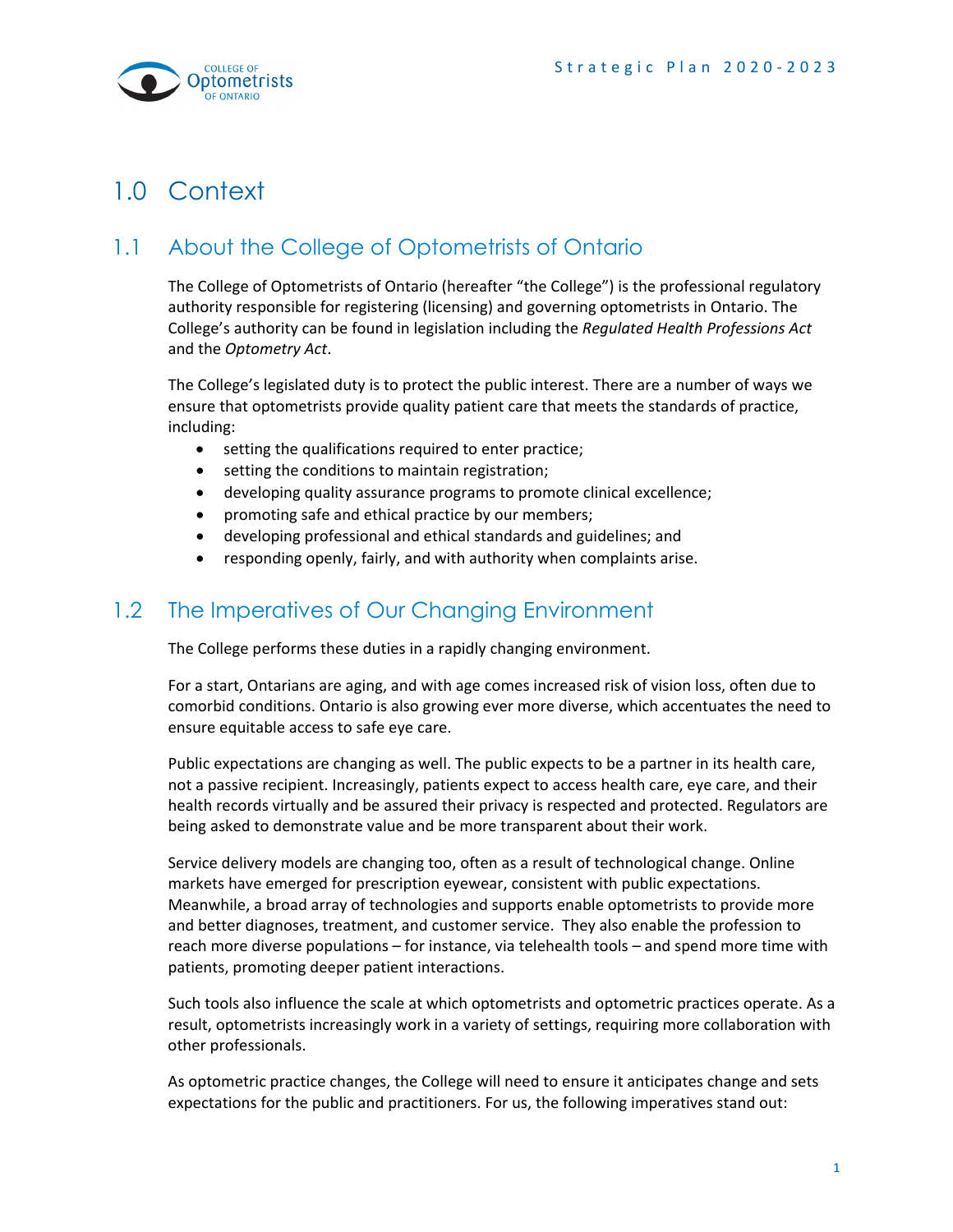# 1.0 Context

## 1.1 About the College of Optometrists of Ontario

The College of Optometrists of Ontario (hereafter "the College") is the professional regulatory authority responsible for registering (licensing) and governing optometrists in Ontario. The College's authority can be found in legislation including the *Regulated Health Professions Act* and the *Optometry Act*.

The College's legislated duty is to protect the public interest. There are a number of ways we ensure that optometrists provide quality patient care that meets the standards of practice, including:

- setting the qualifications required to enter practice;
- setting the conditions to maintain registration;
- developing quality assurance programs to promote clinical excellence;
- promoting safe and ethical practice by our members;
- developing professional and ethical standards and guidelines; and
- responding openly, fairly, and with authority when complaints arise.

## 1.2 The Imperatives of Our Changing Environment

The College performs these duties in a rapidly changing environment.

For a start, Ontarians are aging, and with age comes increased risk of vision loss, often due to comorbid conditions. Ontario is also growing ever more diverse, which accentuates the need to ensure equitable access to safe eye care.

Public expectations are changing as well. The public expects to be a partner in its health care, not a passive recipient. Increasingly, patients expect to access health care, eye care, and their health records virtually and be assured their privacy is respected and protected. Regulators are being asked to demonstrate value and be more transparent about their work.

Service delivery models are changing too, often as a result of technological change. Online markets have emerged for prescription eyewear, consistent with public expectations. Meanwhile, a broad array of technologies and supports enable optometrists to provide more and better diagnoses, treatment, and customer service. They also enable the profession to reach more diverse populations – for instance, via telehealth tools – and spend more time with patients, promoting deeper patient interactions.

Such tools also influence the scale at which optometrists and optometric practices operate. As a result, optometrists increasingly work in a variety of settings, requiring more collaboration with other professionals.

As optometric practice changes, the College will need to ensure it anticipates change and sets expectations for the public and practitioners. For us, the following imperatives stand out: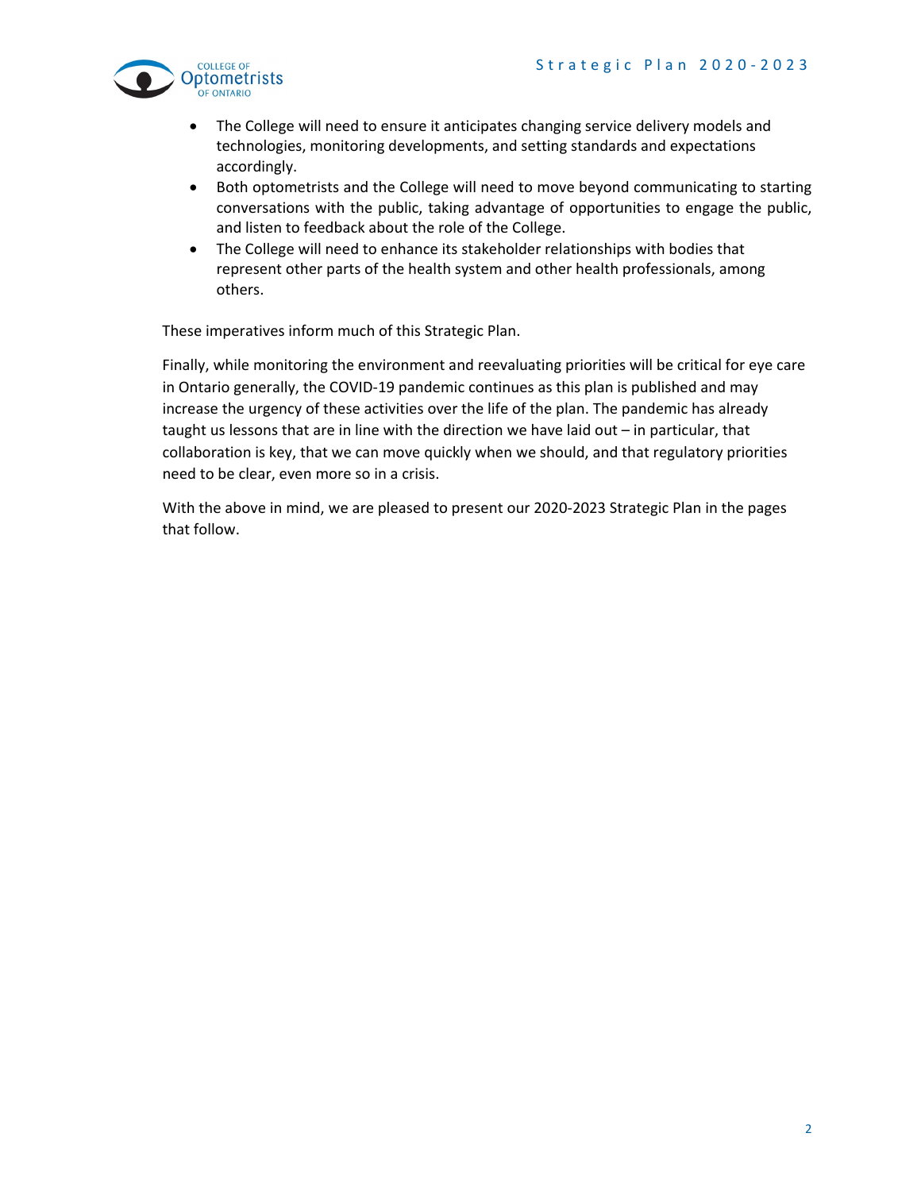- The College will need to ensure it anticipates changing service delivery models and technologies, monitoring developments, and setting standards and expectations accordingly.
- Both optometrists and the College will need to move beyond communicating to starting conversations with the public, taking advantage of opportunities to engage the public, and listen to feedback about the role of the College.
- The College will need to enhance its stakeholder relationships with bodies that represent other parts of the health system and other health professionals, among others.

These imperatives inform much of this Strategic Plan.

Finally, while monitoring the environment and reevaluating priorities will be critical for eye care in Ontario generally, the COVID-19 pandemic continues as this plan is published and may increase the urgency of these activities over the life of the plan. The pandemic has already taught us lessons that are in line with the direction we have laid out – in particular, that collaboration is key, that we can move quickly when we should, and that regulatory priorities need to be clear, even more so in a crisis.

With the above in mind, we are pleased to present our 2020-2023 Strategic Plan in the pages that follow.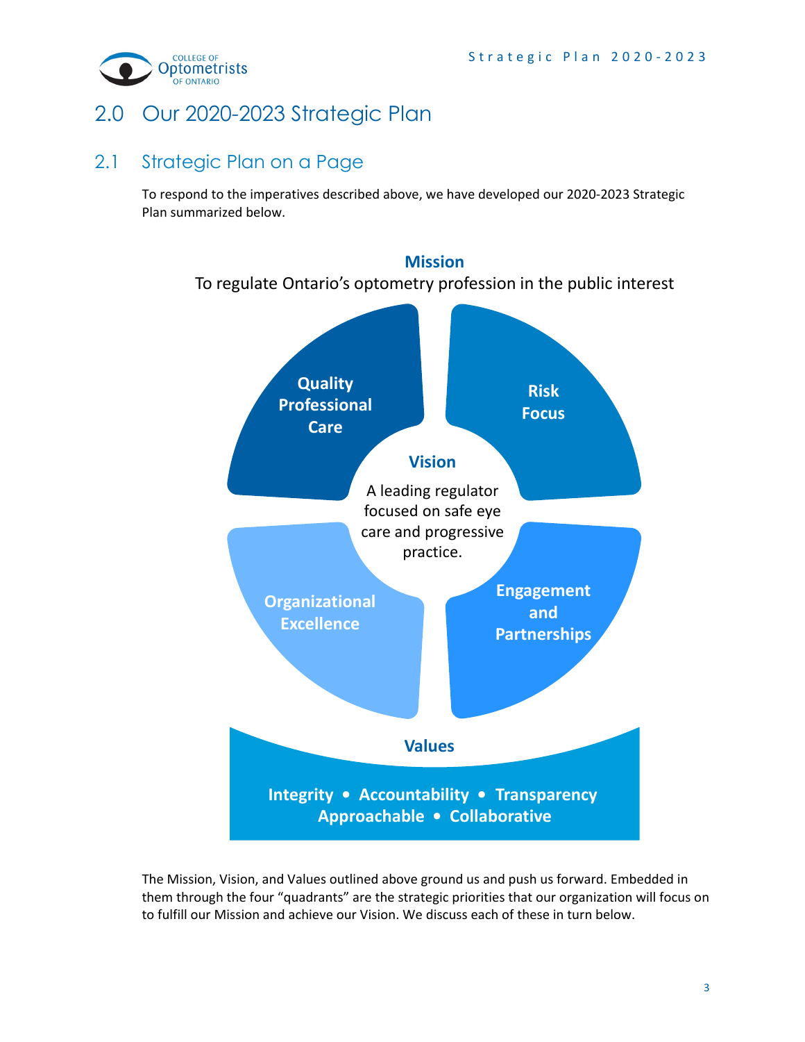## 2.0 Our 2020-2023 Strategic Plan

### 2.1 Strategic Plan on a Page

To respond to the imperatives described above, we have developed our 2020-2023 Strategic Plan summarized below.

**Mission**

To regulate Ontario's optometry profession in the public interest

**Quality Professional Care**

**Risk Focus**

**Vision**

A leading regulator focused on safe eye care and progressive practice.

**Organizational Excellence**

**Engagement and Partnerships**

**Values**

**Integrity • Accountability • Transparency**
**Approachable • Collaborative**

The Mission, Vision, and Values outlined above ground us and push us forward. Embedded in them through the four "quadrants" are the strategic priorities that our organization will focus on to fulfill our Mission and achieve our Vision. We discuss each of these in turn below.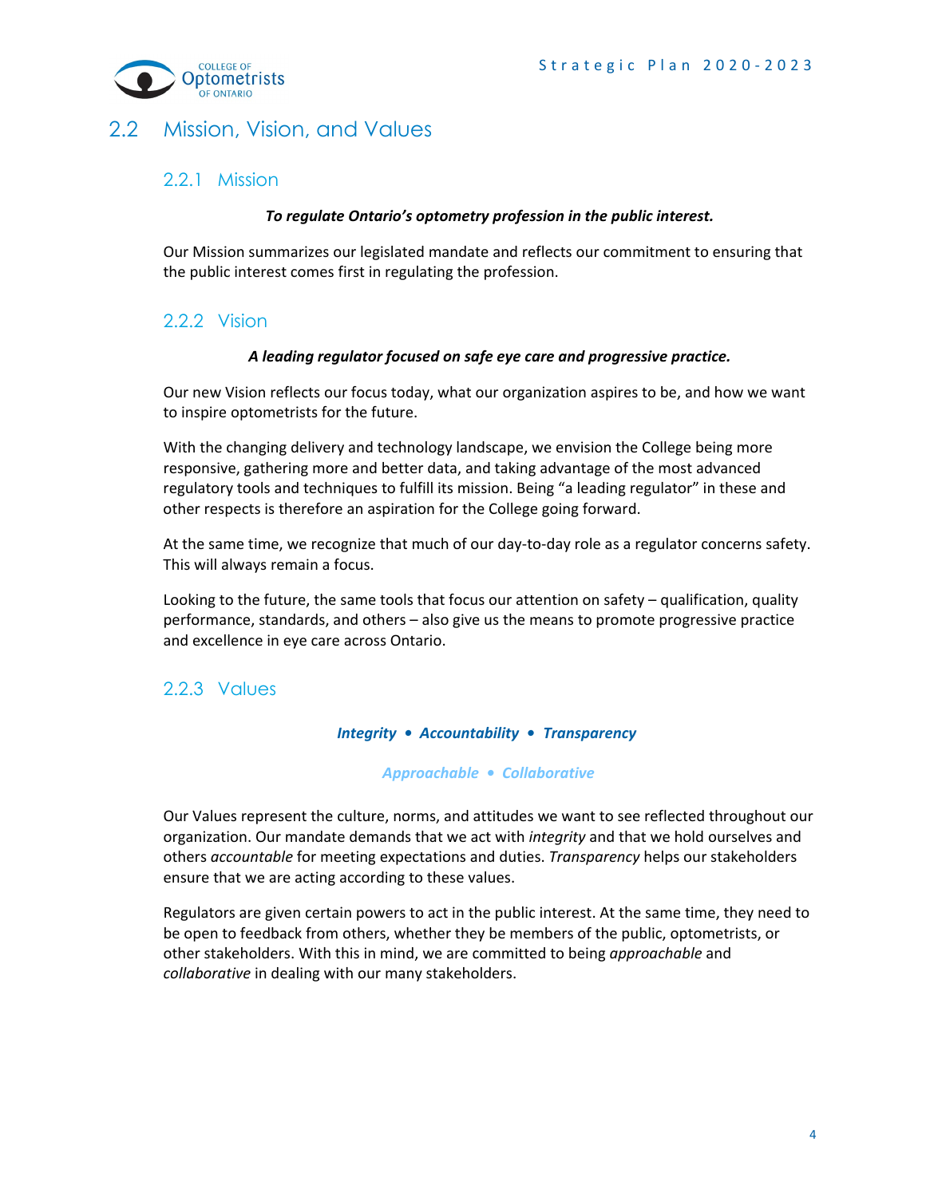## 2.2 Mission, Vision, and Values

### 2.2.1 Mission

***To regulate Ontario's optometry profession in the public interest.***

Our Mission summarizes our legislated mandate and reflects our commitment to ensuring that the public interest comes first in regulating the profession.

### 2.2.2 Vision

***A leading regulator focused on safe eye care and progressive practice.***

Our new Vision reflects our focus today, what our organization aspires to be, and how we want to inspire optometrists for the future.

With the changing delivery and technology landscape, we envision the College being more responsive, gathering more and better data, and taking advantage of the most advanced regulatory tools and techniques to fulfill its mission. Being "a leading regulator" in these and other respects is therefore an aspiration for the College going forward.

At the same time, we recognize that much of our day-to-day role as a regulator concerns safety. This will always remain a focus.

Looking to the future, the same tools that focus our attention on safety – qualification, quality performance, standards, and others – also give us the means to promote progressive practice and excellence in eye care across Ontario.

### 2.2.3 Values

***Integrity • Accountability • Transparency***

***Approachable • Collaborative***

Our Values represent the culture, norms, and attitudes we want to see reflected throughout our organization. Our mandate demands that we act with *integrity* and that we hold ourselves and others *accountable* for meeting expectations and duties. *Transparency* helps our stakeholders ensure that we are acting according to these values.

Regulators are given certain powers to act in the public interest. At the same time, they need to be open to feedback from others, whether they be members of the public, optometrists, or other stakeholders. With this in mind, we are committed to being *approachable* and *collaborative* in dealing with our many stakeholders.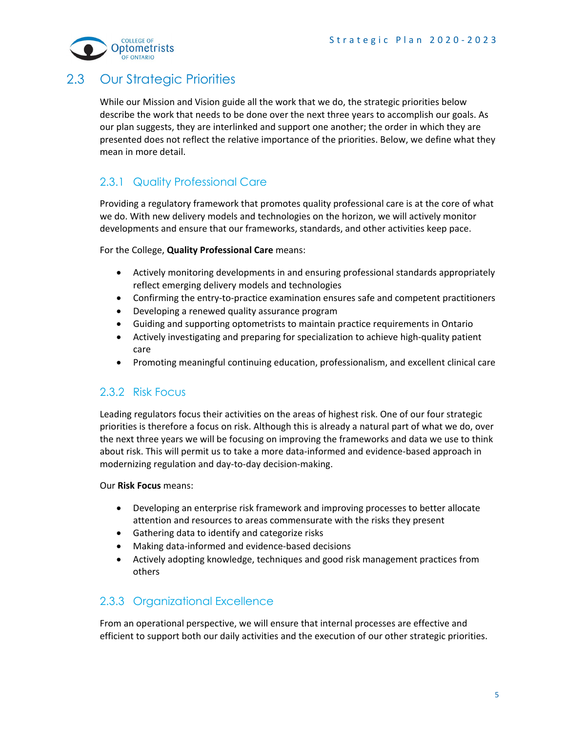## 2.3 Our Strategic Priorities

While our Mission and Vision guide all the work that we do, the strategic priorities below describe the work that needs to be done over the next three years to accomplish our goals. As our plan suggests, they are interlinked and support one another; the order in which they are presented does not reflect the relative importance of the priorities. Below, we define what they mean in more detail.

### 2.3.1 Quality Professional Care

Providing a regulatory framework that promotes quality professional care is at the core of what we do. With new delivery models and technologies on the horizon, we will actively monitor developments and ensure that our frameworks, standards, and other activities keep pace.

For the College, **Quality Professional Care** means:

- Actively monitoring developments in and ensuring professional standards appropriately reflect emerging delivery models and technologies
- Confirming the entry-to-practice examination ensures safe and competent practitioners
- Developing a renewed quality assurance program
- Guiding and supporting optometrists to maintain practice requirements in Ontario
- Actively investigating and preparing for specialization to achieve high-quality patient care
- Promoting meaningful continuing education, professionalism, and excellent clinical care

### 2.3.2 Risk Focus

Leading regulators focus their activities on the areas of highest risk. One of our four strategic priorities is therefore a focus on risk. Although this is already a natural part of what we do, over the next three years we will be focusing on improving the frameworks and data we use to think about risk. This will permit us to take a more data-informed and evidence-based approach in modernizing regulation and day-to-day decision-making.

Our **Risk Focus** means:

- Developing an enterprise risk framework and improving processes to better allocate attention and resources to areas commensurate with the risks they present
- Gathering data to identify and categorize risks
- Making data-informed and evidence-based decisions
- Actively adopting knowledge, techniques and good risk management practices from others

### 2.3.3 Organizational Excellence

From an operational perspective, we will ensure that internal processes are effective and efficient to support both our daily activities and the execution of our other strategic priorities.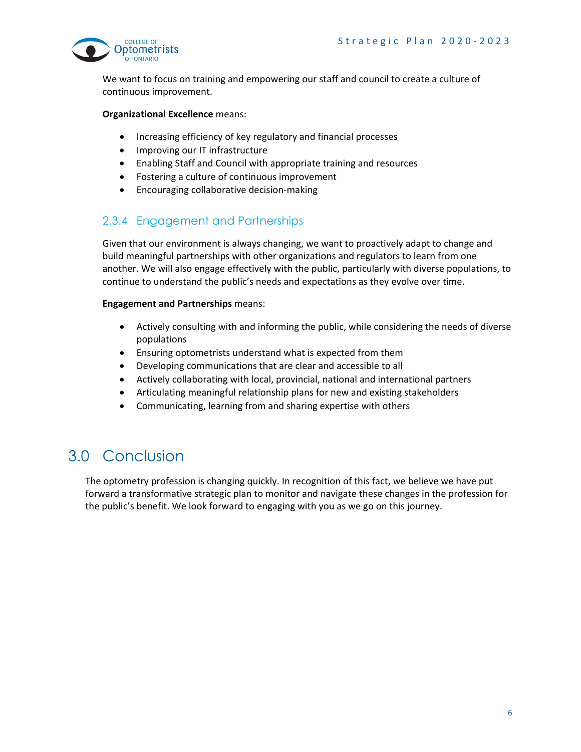We want to focus on training and empowering our staff and council to create a culture of continuous improvement.

**Organizational Excellence** means:

- Increasing efficiency of key regulatory and financial processes
- Improving our IT infrastructure
- Enabling Staff and Council with appropriate training and resources
- Fostering a culture of continuous improvement
- Encouraging collaborative decision-making

### 2.3.4 Engagement and Partnerships

Given that our environment is always changing, we want to proactively adapt to change and build meaningful partnerships with other organizations and regulators to learn from one another. We will also engage effectively with the public, particularly with diverse populations, to continue to understand the public's needs and expectations as they evolve over time.

**Engagement and Partnerships** means:

- Actively consulting with and informing the public, while considering the needs of diverse populations
- Ensuring optometrists understand what is expected from them
- Developing communications that are clear and accessible to all
- Actively collaborating with local, provincial, national and international partners
- Articulating meaningful relationship plans for new and existing stakeholders
- Communicating, learning from and sharing expertise with others

# 3.0 Conclusion

The optometry profession is changing quickly. In recognition of this fact, we believe we have put forward a transformative strategic plan to monitor and navigate these changes in the profession for the public's benefit. We look forward to engaging with you as we go on this journey.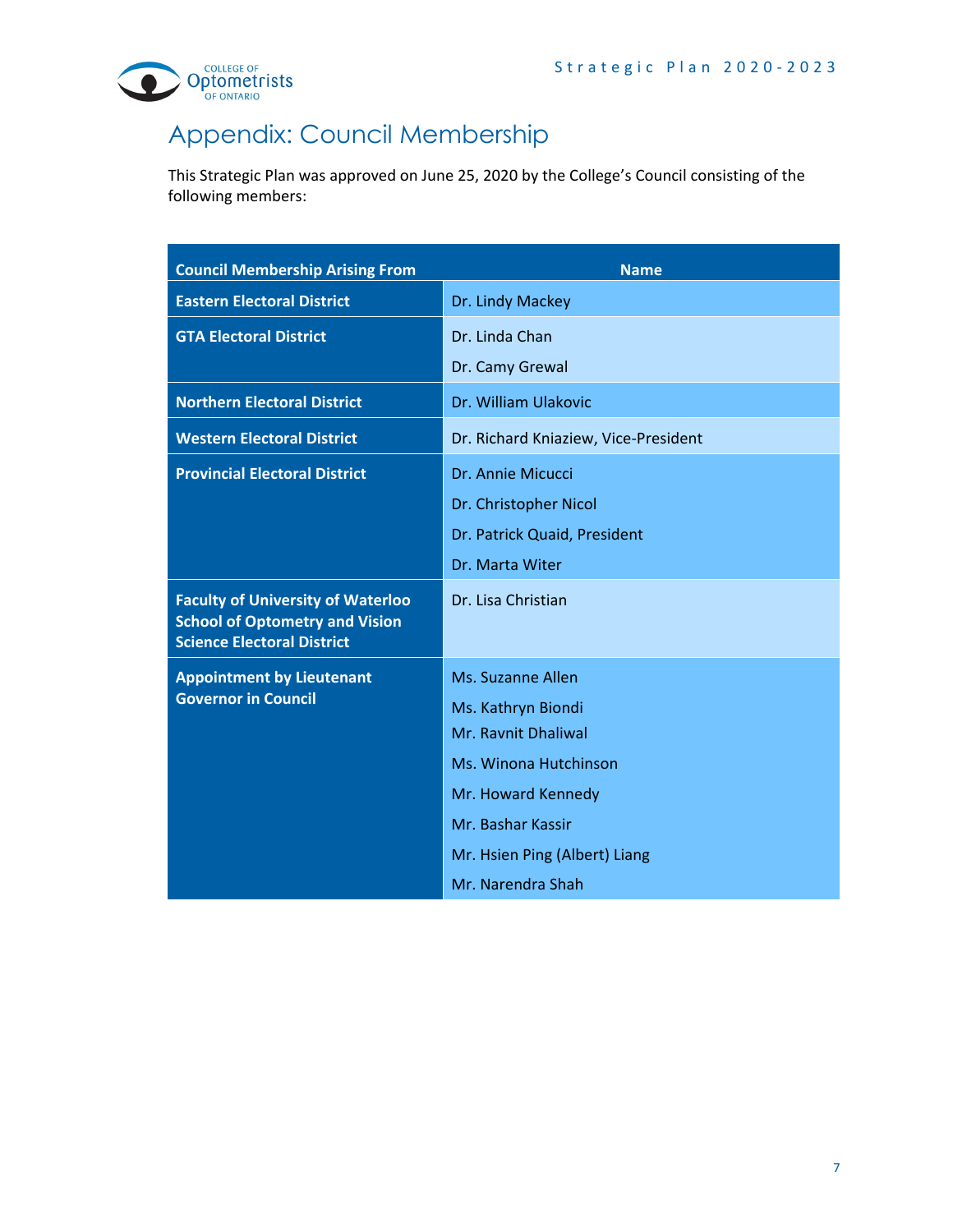# Appendix: Council Membership

This Strategic Plan was approved on June 25, 2020 by the College's Council consisting of the following members:

| Council Membership Arising From | Name |
|---|---|
| **Eastern Electoral District** | Dr. Lindy Mackey |
| **GTA Electoral District** | Dr. Linda Chan<br>Dr. Camy Grewal |
| **Northern Electoral District** | Dr. William Ulakovic |
| **Western Electoral District** | Dr. Richard Kniaziew, Vice-President |
| **Provincial Electoral District** | Dr. Annie Micucci<br>Dr. Christopher Nicol<br>Dr. Patrick Quaid, President<br>Dr. Marta Witer |
| **Faculty of University of Waterloo School of Optometry and Vision Science Electoral District** | Dr. Lisa Christian |
| **Appointment by Lieutenant Governor in Council** | Ms. Suzanne Allen<br>Ms. Kathryn Biondi<br>Mr. Ravnit Dhaliwal<br>Ms. Winona Hutchinson<br>Mr. Howard Kennedy<br>Mr. Bashar Kassir<br>Mr. Hsien Ping (Albert) Liang<br>Mr. Narendra Shah |